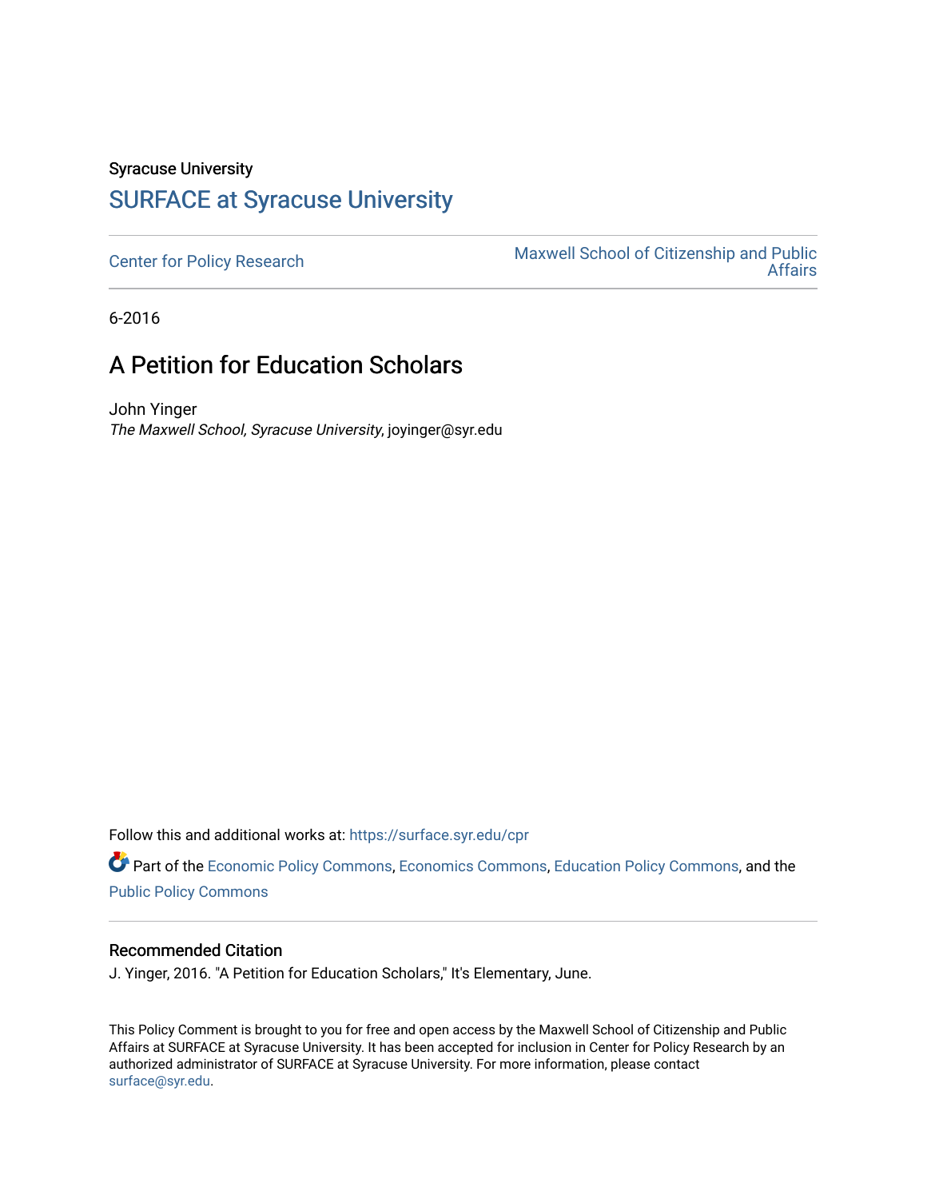Syracuse University

# SURFACE at Syracuse University

Center for Policy Research

Maxwell School of Citizenship and Public Affairs

6-2016

## A Petition for Education Scholars

John Yinger
*The Maxwell School, Syracuse University*, joyinger@syr.edu

Follow this and additional works at: https://surface.syr.edu/cpr

Part of the Economic Policy Commons, Economics Commons, Education Policy Commons, and the Public Policy Commons

### Recommended Citation

J. Yinger, 2016. "A Petition for Education Scholars," It's Elementary, June.

This Policy Comment is brought to you for free and open access by the Maxwell School of Citizenship and Public Affairs at SURFACE at Syracuse University. It has been accepted for inclusion in Center for Policy Research by an authorized administrator of SURFACE at Syracuse University. For more information, please contact surface@syr.edu.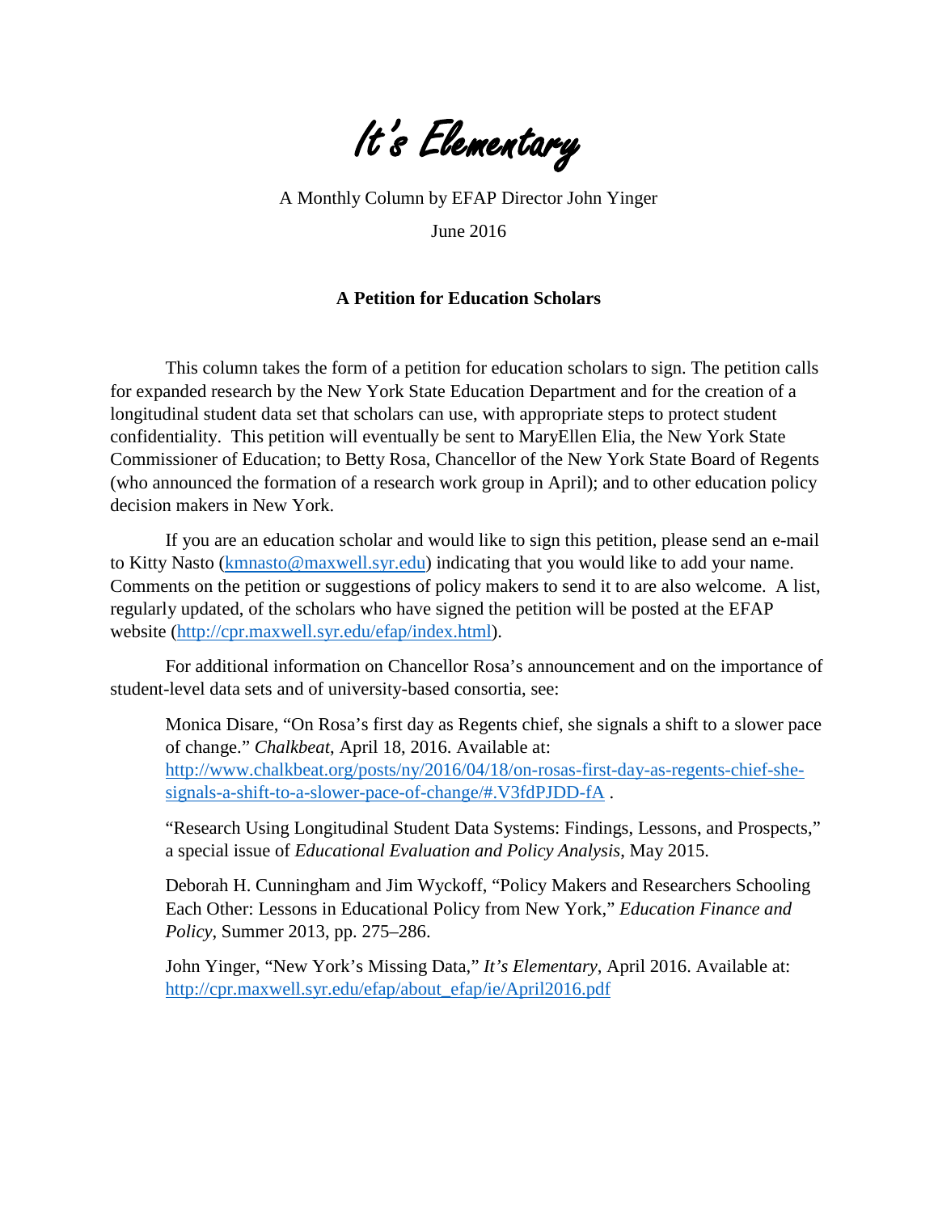# *It's Elementary*

A Monthly Column by EFAP Director John Yinger

June 2016

**A Petition for Education Scholars**

This column takes the form of a petition for education scholars to sign. The petition calls for expanded research by the New York State Education Department and for the creation of a longitudinal student data set that scholars can use, with appropriate steps to protect student confidentiality. This petition will eventually be sent to MaryEllen Elia, the New York State Commissioner of Education; to Betty Rosa, Chancellor of the New York State Board of Regents (who announced the formation of a research work group in April); and to other education policy decision makers in New York.

If you are an education scholar and would like to sign this petition, please send an e-mail to Kitty Nasto (kmnasto@maxwell.syr.edu) indicating that you would like to add your name. Comments on the petition or suggestions of policy makers to send it to are also welcome. A list, regularly updated, of the scholars who have signed the petition will be posted at the EFAP website (http://cpr.maxwell.syr.edu/efap/index.html).

For additional information on Chancellor Rosa's announcement and on the importance of student-level data sets and of university-based consortia, see:

> Monica Disare, "On Rosa's first day as Regents chief, she signals a shift to a slower pace of change." *Chalkbeat*, April 18, 2016. Available at: http://www.chalkbeat.org/posts/ny/2016/04/18/on-rosas-first-day-as-regents-chief-she-signals-a-shift-to-a-slower-pace-of-change/#.V3fdPJDD-fA .
>
> "Research Using Longitudinal Student Data Systems: Findings, Lessons, and Prospects," a special issue of *Educational Evaluation and Policy Analysis*, May 2015.
>
> Deborah H. Cunningham and Jim Wyckoff, "Policy Makers and Researchers Schooling Each Other: Lessons in Educational Policy from New York," *Education Finance and Policy*, Summer 2013, pp. 275–286.
>
> John Yinger, "New York's Missing Data," *It's Elementary*, April 2016. Available at: http://cpr.maxwell.syr.edu/efap/about_efap/ie/April2016.pdf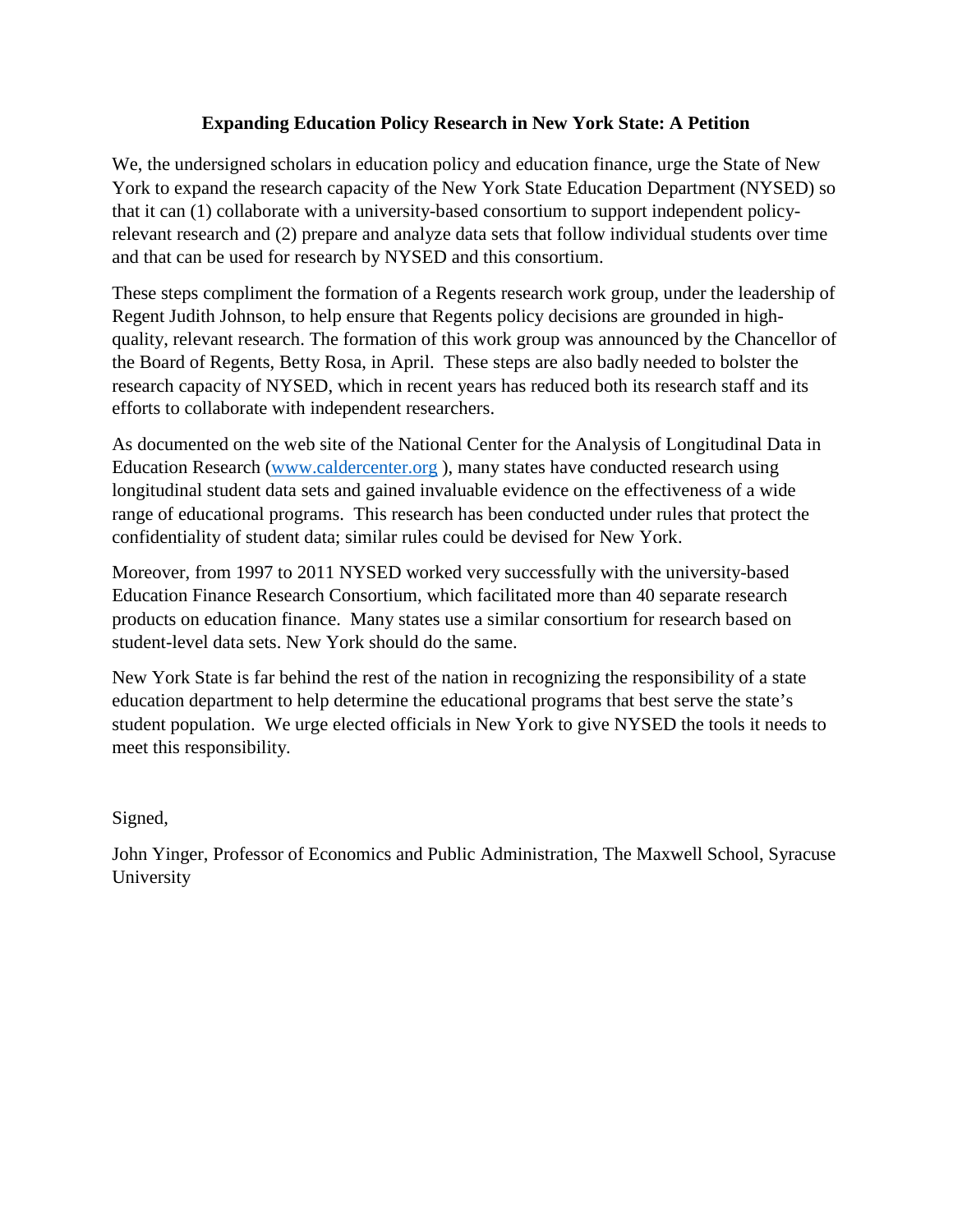**Expanding Education Policy Research in New York State: A Petition**

We, the undersigned scholars in education policy and education finance, urge the State of New York to expand the research capacity of the New York State Education Department (NYSED) so that it can (1) collaborate with a university-based consortium to support independent policy-relevant research and (2) prepare and analyze data sets that follow individual students over time and that can be used for research by NYSED and this consortium.

These steps compliment the formation of a Regents research work group, under the leadership of Regent Judith Johnson, to help ensure that Regents policy decisions are grounded in high-quality, relevant research. The formation of this work group was announced by the Chancellor of the Board of Regents, Betty Rosa, in April. These steps are also badly needed to bolster the research capacity of NYSED, which in recent years has reduced both its research staff and its efforts to collaborate with independent researchers.

As documented on the web site of the National Center for the Analysis of Longitudinal Data in Education Research ([www.caldercenter.org](http://www.caldercenter.org) ), many states have conducted research using longitudinal student data sets and gained invaluable evidence on the effectiveness of a wide range of educational programs. This research has been conducted under rules that protect the confidentiality of student data; similar rules could be devised for New York.

Moreover, from 1997 to 2011 NYSED worked very successfully with the university-based Education Finance Research Consortium, which facilitated more than 40 separate research products on education finance. Many states use a similar consortium for research based on student-level data sets. New York should do the same.

New York State is far behind the rest of the nation in recognizing the responsibility of a state education department to help determine the educational programs that best serve the state's student population. We urge elected officials in New York to give NYSED the tools it needs to meet this responsibility.

Signed,

John Yinger, Professor of Economics and Public Administration, The Maxwell School, Syracuse University